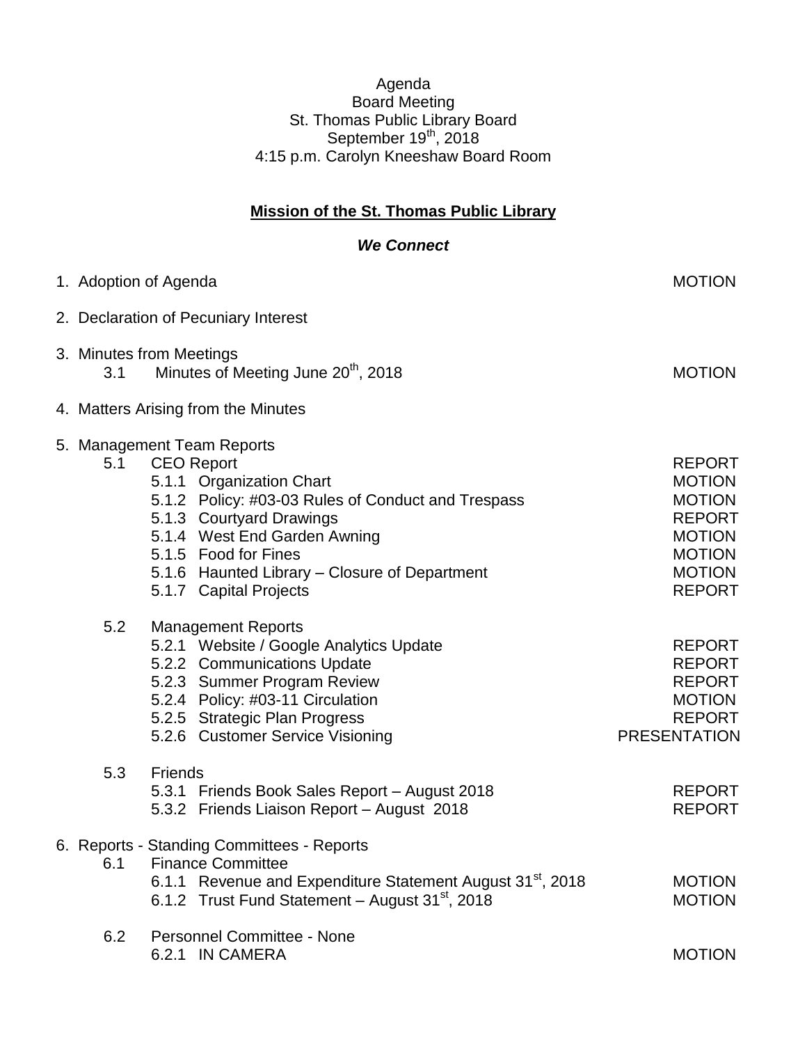Agenda
Board Meeting
St. Thomas Public Library Board
September 19th, 2018
4:15 p.m. Carolyn Kneeshaw Board Room

## Mission of the St. Thomas Public Library

***We Connect***

| Item | Action |
|---|---|
| 1. Adoption of Agenda | MOTION |
| 2. Declaration of Pecuniary Interest | |
| 3. Minutes from Meetings | |
| 3.1 Minutes of Meeting June 20th, 2018 | MOTION |
| 4. Matters Arising from the Minutes | |
| 5. Management Team Reports | |
| 5.1 CEO Report | REPORT |
| 5.1.1 Organization Chart | MOTION |
| 5.1.2 Policy: #03-03 Rules of Conduct and Trespass | MOTION |
| 5.1.3 Courtyard Drawings | REPORT |
| 5.1.4 West End Garden Awning | MOTION |
| 5.1.5 Food for Fines | MOTION |
| 5.1.6 Haunted Library – Closure of Department | MOTION |
| 5.1.7 Capital Projects | REPORT |
| 5.2 Management Reports | |
| 5.2.1 Website / Google Analytics Update | REPORT |
| 5.2.2 Communications Update | REPORT |
| 5.2.3 Summer Program Review | REPORT |
| 5.2.4 Policy: #03-11 Circulation | MOTION |
| 5.2.5 Strategic Plan Progress | REPORT |
| 5.2.6 Customer Service Visioning | PRESENTATION |
| 5.3 Friends | |
| 5.3.1 Friends Book Sales Report – August 2018 | REPORT |
| 5.3.2 Friends Liaison Report – August 2018 | REPORT |
| 6. Reports - Standing Committees - Reports | |
| 6.1 Finance Committee | |
| 6.1.1 Revenue and Expenditure Statement August 31st, 2018 | MOTION |
| 6.1.2 Trust Fund Statement – August 31st, 2018 | MOTION |
| 6.2 Personnel Committee - None | |
| 6.2.1 IN CAMERA | MOTION |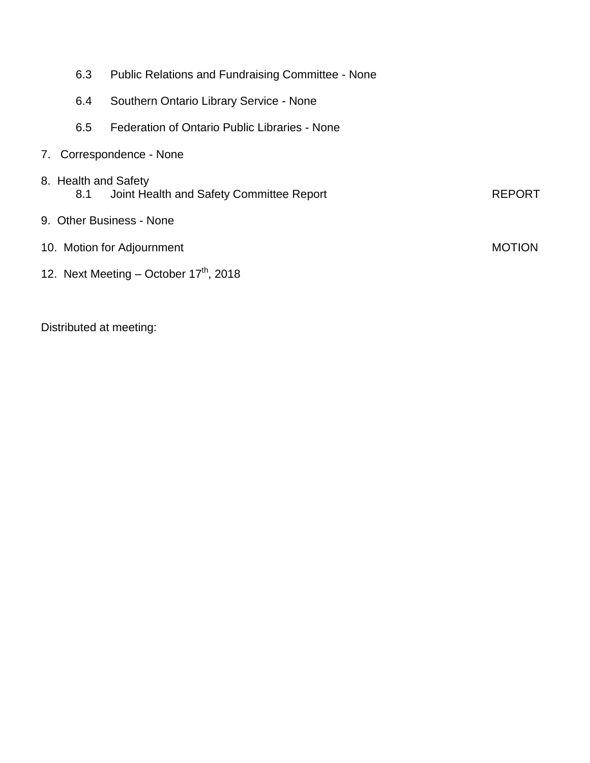6.3 Public Relations and Fundraising Committee - None

6.4 Southern Ontario Library Service - None

6.5 Federation of Ontario Public Libraries - None

7. Correspondence - None

8. Health and Safety

8.1 Joint Health and Safety Committee Report REPORT

9. Other Business - None

10. Motion for Adjournment MOTION

12. Next Meeting – October 17th, 2018

Distributed at meeting: